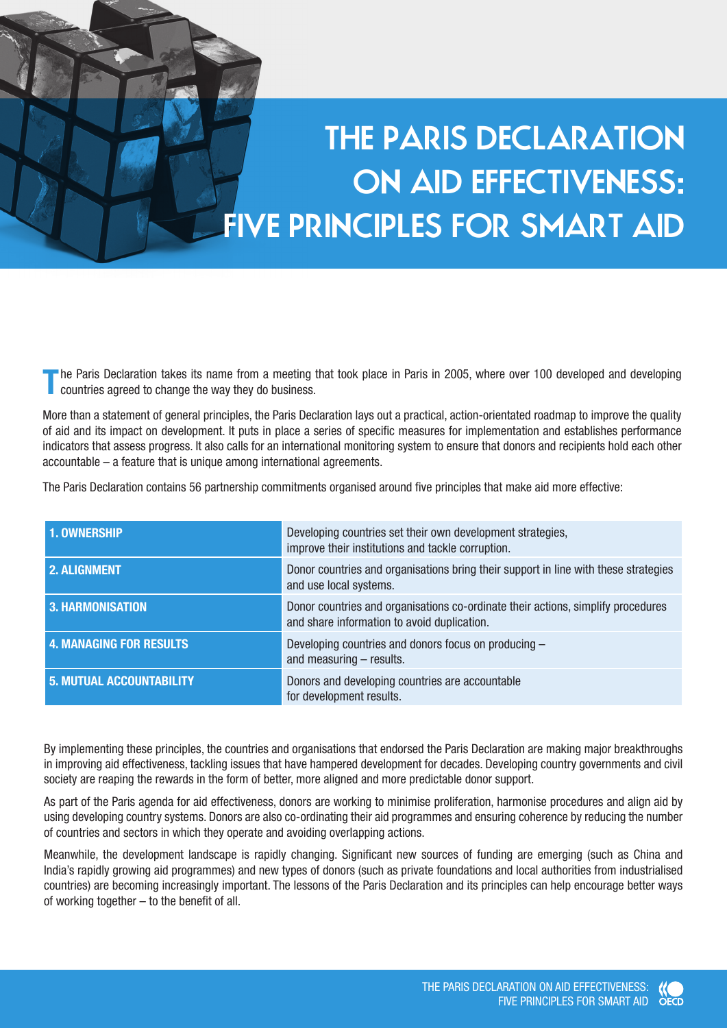# THE PARIS DECLARATION ON AID EFFECTIVENESS: FIVE PRINCIPLES FOR SMART AID

The Paris Declaration takes its name from a meeting that took place in Paris in 2005, where over 100 developed and developing countries agreed to change the way they do business.

More than a statement of general principles, the Paris Declaration lays out a practical, action-orientated roadmap to improve the quality of aid and its impact on development. It puts in place a series of specific measures for implementation and establishes performance indicators that assess progress. It also calls for an international monitoring system to ensure that donors and recipients hold each other accountable – a feature that is unique among international agreements.

The Paris Declaration contains 56 partnership commitments organised around five principles that make aid more effective:

| Principle | Description |
|---|---|
| **1. OWNERSHIP** | Developing countries set their own development strategies, improve their institutions and tackle corruption. |
| **2. ALIGNMENT** | Donor countries and organisations bring their support in line with these strategies and use local systems. |
| **3. HARMONISATION** | Donor countries and organisations co-ordinate their actions, simplify procedures and share information to avoid duplication. |
| **4. MANAGING FOR RESULTS** | Developing countries and donors focus on producing – and measuring – results. |
| **5. MUTUAL ACCOUNTABILITY** | Donors and developing countries are accountable for development results. |

By implementing these principles, the countries and organisations that endorsed the Paris Declaration are making major breakthroughs in improving aid effectiveness, tackling issues that have hampered development for decades. Developing country governments and civil society are reaping the rewards in the form of better, more aligned and more predictable donor support.

As part of the Paris agenda for aid effectiveness, donors are working to minimise proliferation, harmonise procedures and align aid by using developing country systems. Donors are also co-ordinating their aid programmes and ensuring coherence by reducing the number of countries and sectors in which they operate and avoiding overlapping actions.

Meanwhile, the development landscape is rapidly changing. Significant new sources of funding are emerging (such as China and India's rapidly growing aid programmes) and new types of donors (such as private foundations and local authorities from industrialised countries) are becoming increasingly important. The lessons of the Paris Declaration and its principles can help encourage better ways of working together – to the benefit of all.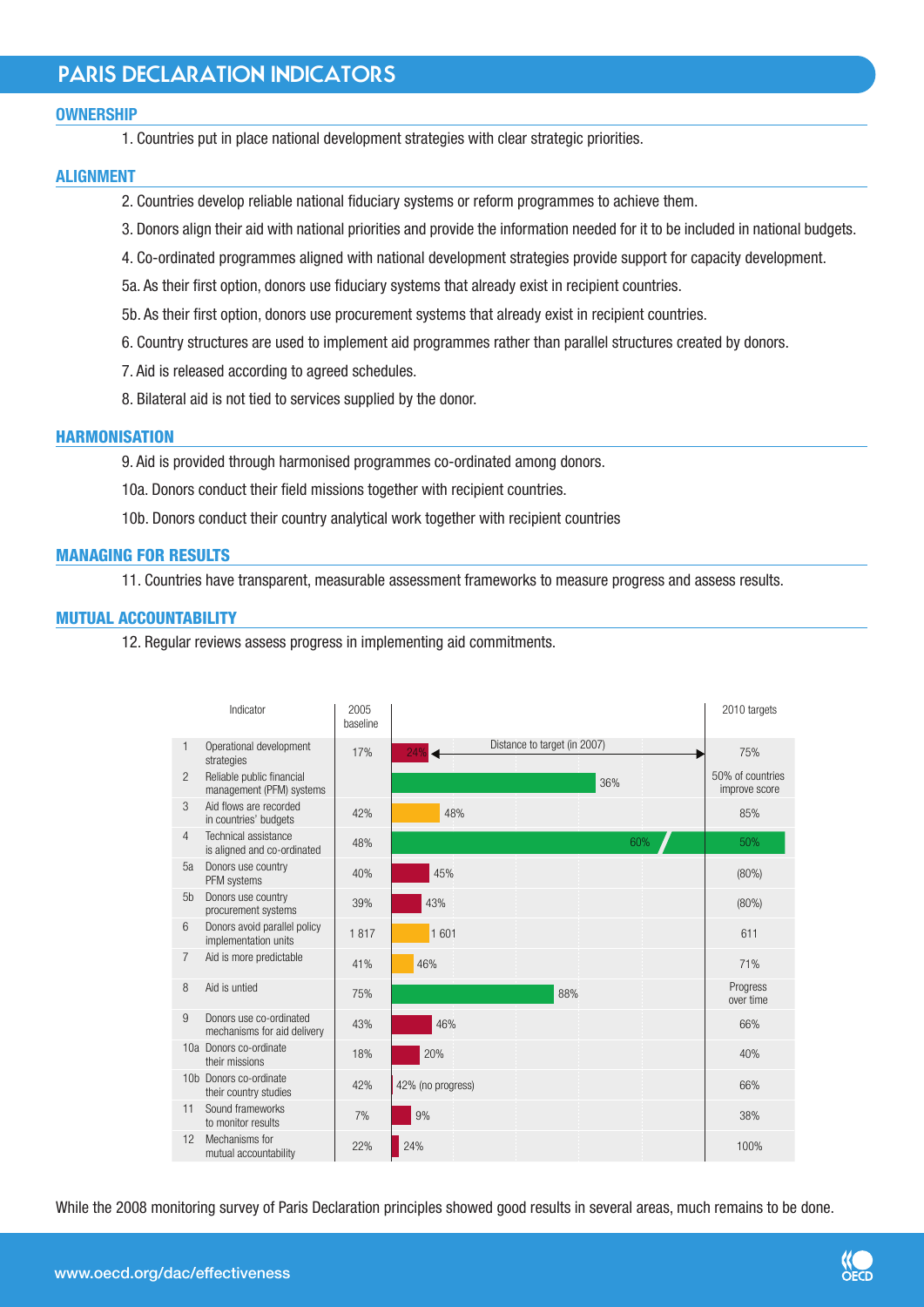# PARIS DECLARATION INDICATORS

## OWNERSHIP

1. Countries put in place national development strategies with clear strategic priorities.

## ALIGNMENT

2. Countries develop reliable national fiduciary systems or reform programmes to achieve them.
3. Donors align their aid with national priorities and provide the information needed for it to be included in national budgets.
4. Co-ordinated programmes aligned with national development strategies provide support for capacity development.

5a. As their first option, donors use fiduciary systems that already exist in recipient countries.

5b. As their first option, donors use procurement systems that already exist in recipient countries.

6. Country structures are used to implement aid programmes rather than parallel structures created by donors.
7. Aid is released according to agreed schedules.
8. Bilateral aid is not tied to services supplied by the donor.

## HARMONISATION

9. Aid is provided through harmonised programmes co-ordinated among donors.

10a. Donors conduct their field missions together with recipient countries.

10b. Donors conduct their country analytical work together with recipient countries

## MANAGING FOR RESULTS

11. Countries have transparent, measurable assessment frameworks to measure progress and assess results.

## MUTUAL ACCOUNTABILITY

12. Regular reviews assess progress in implementing aid commitments.

| | Indicator | 2005 baseline | Distance to target (in 2007) | 2010 targets |
|---|---|---|---|---|
| 1 | Operational development strategies | 17% | 24% | 75% |
| 2 | Reliable public financial management (PFM) systems | | 36% | 50% of countries improve score |
| 3 | Aid flows are recorded in countries' budgets | 42% | 48% | 85% |
| 4 | Technical assistance is aligned and co-ordinated | 48% | 60% | 50% |
| 5a | Donors use country PFM systems | 40% | 45% | (80%) |
| 5b | Donors use country procurement systems | 39% | 43% | (80%) |
| 6 | Donors avoid parallel policy implementation units | 1 817 | 1 601 | 611 |
| 7 | Aid is more predictable | 41% | 46% | 71% |
| 8 | Aid is untied | 75% | 88% | Progress over time |
| 9 | Donors use co-ordinated mechanisms for aid delivery | 43% | 46% | 66% |
| 10a | Donors co-ordinate their missions | 18% | 20% | 40% |
| 10b | Donors co-ordinate their country studies | 42% | 42% (no progress) | 66% |
| 11 | Sound frameworks to monitor results | 7% | 9% | 38% |
| 12 | Mechanisms for mutual accountability | 22% | 24% | 100% |

While the 2008 monitoring survey of Paris Declaration principles showed good results in several areas, much remains to be done.

www.oecd.org/dac/effectiveness